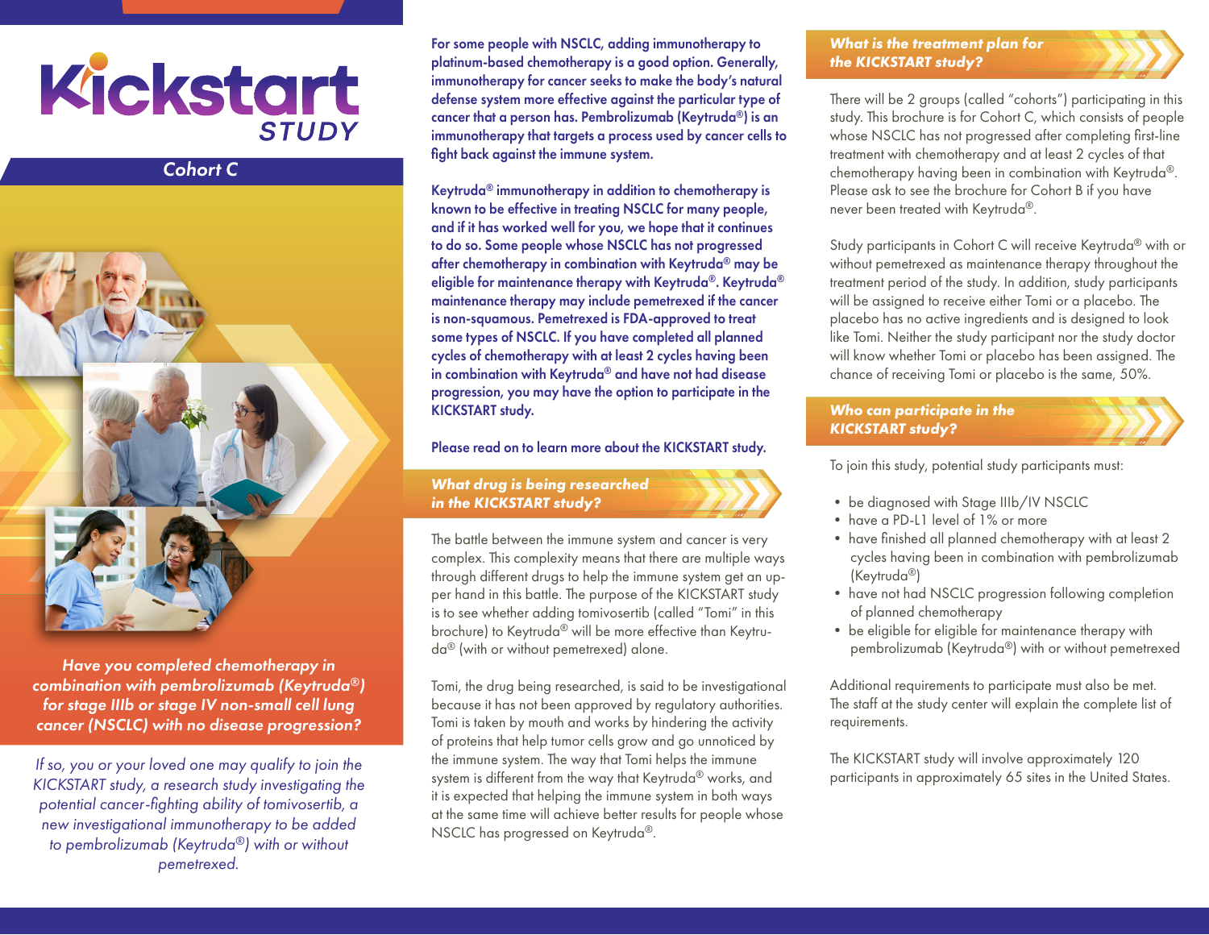# Kickstart STUDY

## Cohort C

*Have you completed chemotherapy in combination with pembrolizumab (Keytruda®) for stage IIIb or stage IV non-small cell lung cancer (NSCLC) with no disease progression?*

*If so, you or your loved one may qualify to join the KICKSTART study, a research study investigating the potential cancer-fighting ability of tomivosertib, a new investigational immunotherapy to be added to pembrolizumab (Keytruda®) with or without pemetrexed.*

**For some people with NSCLC, adding immunotherapy to platinum-based chemotherapy is a good option. Generally, immunotherapy for cancer seeks to make the body's natural defense system more effective against the particular type of cancer that a person has. Pembrolizumab (Keytruda®) is an immunotherapy that targets a process used by cancer cells to fight back against the immune system.**

**Keytruda® immunotherapy in addition to chemotherapy is known to be effective in treating NSCLC for many people, and if it has worked well for you, we hope that it continues to do so. Some people whose NSCLC has not progressed after chemotherapy in combination with Keytruda® may be eligible for maintenance therapy with Keytruda®. Keytruda® maintenance therapy may include pemetrexed if the cancer is non-squamous. Pemetrexed is FDA-approved to treat some types of NSCLC. If you have completed all planned cycles of chemotherapy with at least 2 cycles having been in combination with Keytruda® and have not had disease progression, you may have the option to participate in the KICKSTART study.**

**Please read on to learn more about the KICKSTART study.**

### What drug is being researched in the KICKSTART study?

The battle between the immune system and cancer is very complex. This complexity means that there are multiple ways through different drugs to help the immune system get an upper hand in this battle. The purpose of the KICKSTART study is to see whether adding tomivosertib (called "Tomi" in this brochure) to Keytruda® will be more effective than Keytruda® (with or without pemetrexed) alone.

Tomi, the drug being researched, is said to be investigational because it has not been approved by regulatory authorities. Tomi is taken by mouth and works by hindering the activity of proteins that help tumor cells grow and go unnoticed by the immune system. The way that Tomi helps the immune system is different from the way that Keytruda® works, and it is expected that helping the immune system in both ways at the same time will achieve better results for people whose NSCLC has progressed on Keytruda®.

### What is the treatment plan for the KICKSTART study?

There will be 2 groups (called "cohorts") participating in this study. This brochure is for Cohort C, which consists of people whose NSCLC has not progressed after completing first-line treatment with chemotherapy and at least 2 cycles of that chemotherapy having been in combination with Keytruda®. Please ask to see the brochure for Cohort B if you have never been treated with Keytruda®.

Study participants in Cohort C will receive Keytruda® with or without pemetrexed as maintenance therapy throughout the treatment period of the study. In addition, study participants will be assigned to receive either Tomi or a placebo. The placebo has no active ingredients and is designed to look like Tomi. Neither the study participant nor the study doctor will know whether Tomi or placebo has been assigned. The chance of receiving Tomi or placebo is the same, 50%.

### Who can participate in the KICKSTART study?

To join this study, potential study participants must:

- be diagnosed with Stage IIIb/IV NSCLC
- have a PD-L1 level of 1% or more
- have finished all planned chemotherapy with at least 2 cycles having been in combination with pembrolizumab (Keytruda®)
- have not had NSCLC progression following completion of planned chemotherapy
- be eligible for eligible for maintenance therapy with pembrolizumab (Keytruda®) with or without pemetrexed

Additional requirements to participate must also be met. The staff at the study center will explain the complete list of requirements.

The KICKSTART study will involve approximately 120 participants in approximately 65 sites in the United States.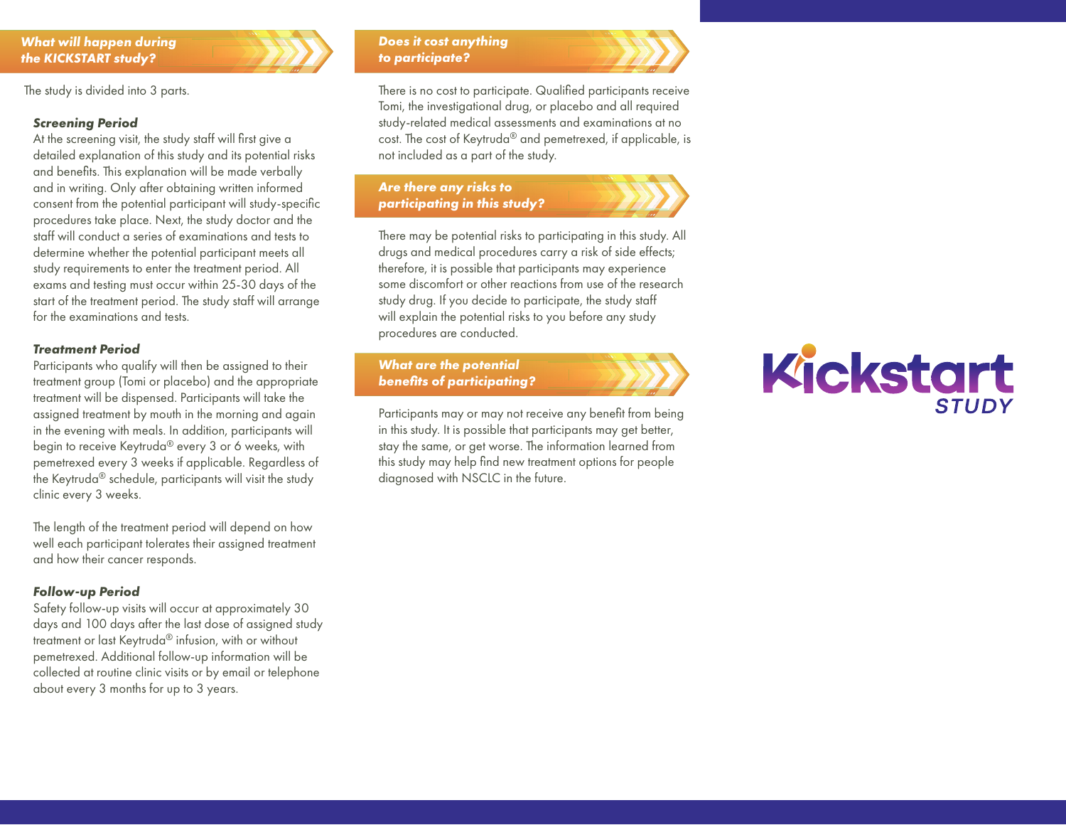## What will happen during the KICKSTART study?

The study is divided into 3 parts.

### Screening Period

At the screening visit, the study staff will first give a detailed explanation of this study and its potential risks and benefits. This explanation will be made verbally and in writing. Only after obtaining written informed consent from the potential participant will study-specific procedures take place. Next, the study doctor and the staff will conduct a series of examinations and tests to determine whether the potential participant meets all study requirements to enter the treatment period. All exams and testing must occur within 25-30 days of the start of the treatment period. The study staff will arrange for the examinations and tests.

### Treatment Period

Participants who qualify will then be assigned to their treatment group (Tomi or placebo) and the appropriate treatment will be dispensed. Participants will take the assigned treatment by mouth in the morning and again in the evening with meals. In addition, participants will begin to receive Keytruda® every 3 or 6 weeks, with pemetrexed every 3 weeks if applicable. Regardless of the Keytruda® schedule, participants will visit the study clinic every 3 weeks.

The length of the treatment period will depend on how well each participant tolerates their assigned treatment and how their cancer responds.

### Follow-up Period

Safety follow-up visits will occur at approximately 30 days and 100 days after the last dose of assigned study treatment or last Keytruda® infusion, with or without pemetrexed. Additional follow-up information will be collected at routine clinic visits or by email or telephone about every 3 months for up to 3 years.

## Does it cost anything to participate?

There is no cost to participate. Qualified participants receive Tomi, the investigational drug, or placebo and all required study-related medical assessments and examinations at no cost. The cost of Keytruda® and pemetrexed, if applicable, is not included as a part of the study.

## Are there any risks to participating in this study?

There may be potential risks to participating in this study. All drugs and medical procedures carry a risk of side effects; therefore, it is possible that participants may experience some discomfort or other reactions from use of the research study drug. If you decide to participate, the study staff will explain the potential risks to you before any study procedures are conducted.

## What are the potential benefits of participating?

Participants may or may not receive any benefit from being in this study. It is possible that participants may get better, stay the same, or get worse. The information learned from this study may help find new treatment options for people diagnosed with NSCLC in the future.

Kickstart STUDY